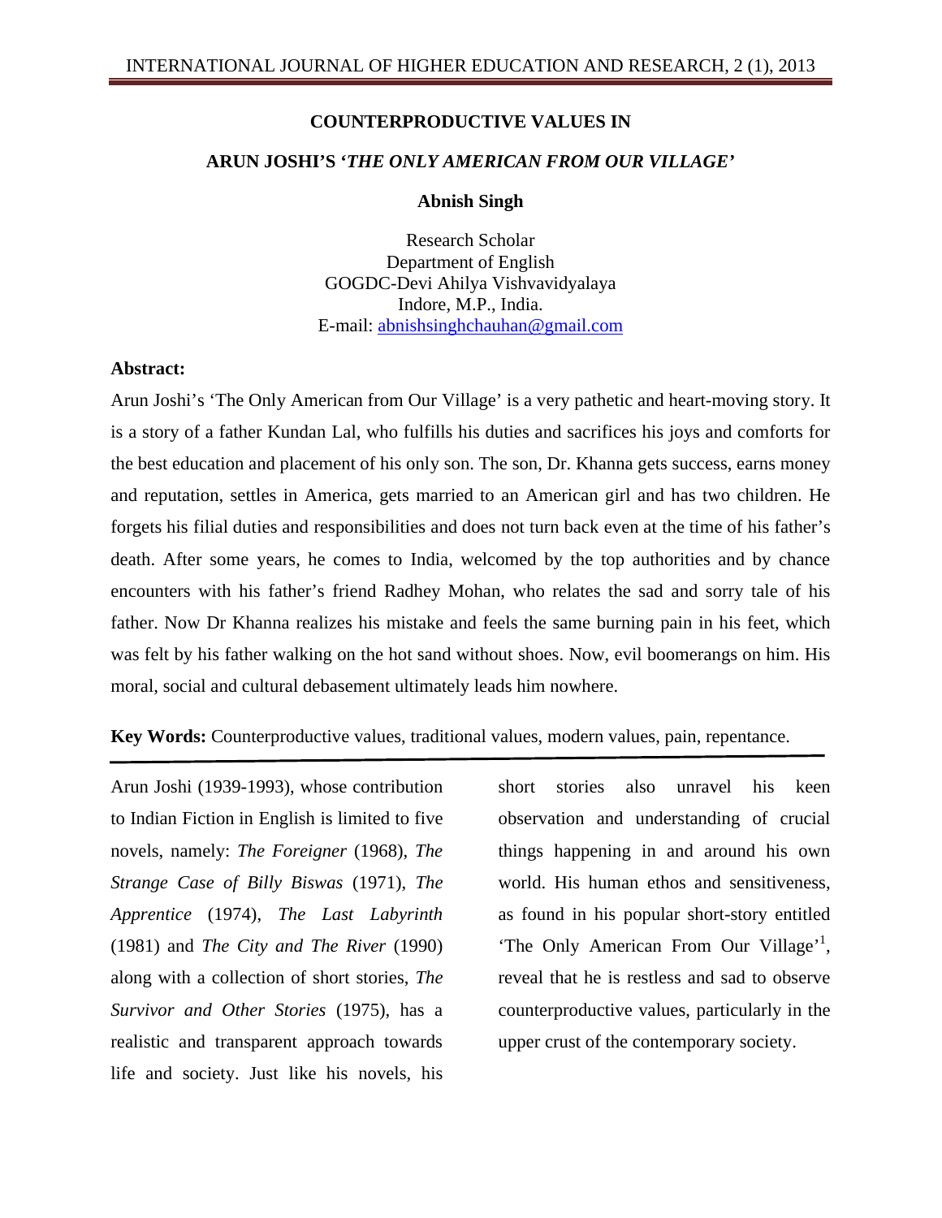# COUNTERPRODUCTIVE VALUES IN

# ARUN JOSHI'S '*THE ONLY AMERICAN FROM OUR VILLAGE*'

**Abnish Singh**

Research Scholar
Department of English
GOGDC-Devi Ahilya Vishvavidyalaya
Indore, M.P., India.
E-mail: abnishsinghchauhan@gmail.com

**Abstract:**

Arun Joshi's 'The Only American from Our Village' is a very pathetic and heart-moving story. It is a story of a father Kundan Lal, who fulfills his duties and sacrifices his joys and comforts for the best education and placement of his only son. The son, Dr. Khanna gets success, earns money and reputation, settles in America, gets married to an American girl and has two children. He forgets his filial duties and responsibilities and does not turn back even at the time of his father's death. After some years, he comes to India, welcomed by the top authorities and by chance encounters with his father's friend Radhey Mohan, who relates the sad and sorry tale of his father. Now Dr Khanna realizes his mistake and feels the same burning pain in his feet, which was felt by his father walking on the hot sand without shoes. Now, evil boomerangs on him. His moral, social and cultural debasement ultimately leads him nowhere.

**Key Words:** Counterproductive values, traditional values, modern values, pain, repentance.

---

Arun Joshi (1939-1993), whose contribution to Indian Fiction in English is limited to five novels, namely: *The Foreigner* (1968), *The Strange Case of Billy Biswas* (1971), *The Apprentice* (1974), *The Last Labyrinth* (1981) and *The City and The River* (1990) along with a collection of short stories, *The Survivor and Other Stories* (1975), has a realistic and transparent approach towards life and society. Just like his novels, his short stories also unravel his keen observation and understanding of crucial things happening in and around his own world. His human ethos and sensitiveness, as found in his popular short-story entitled 'The Only American From Our Village'[1], reveal that he is restless and sad to observe counterproductive values, particularly in the upper crust of the contemporary society.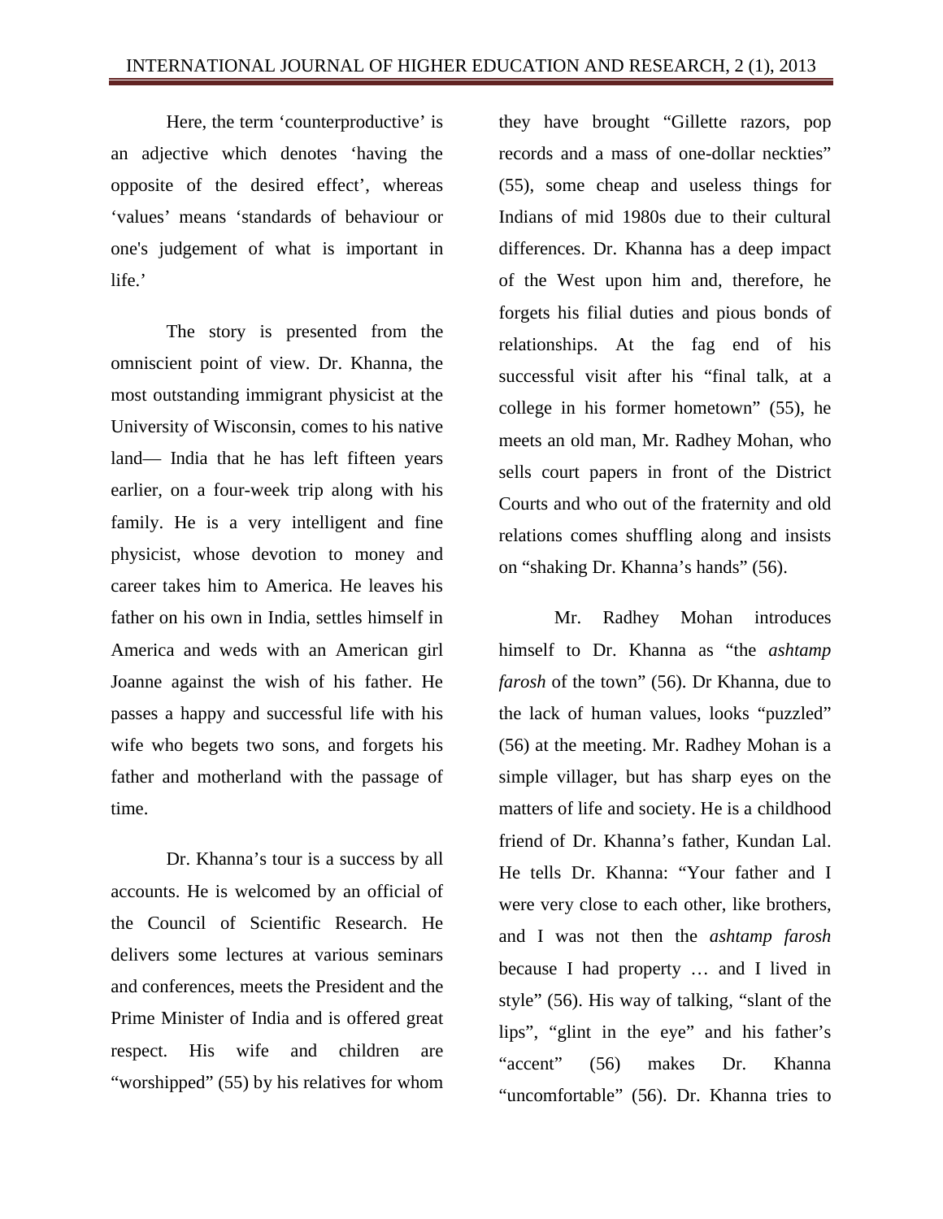Here, the term 'counterproductive' is an adjective which denotes 'having the opposite of the desired effect', whereas 'values' means 'standards of behaviour or one's judgement of what is important in life.'

The story is presented from the omniscient point of view. Dr. Khanna, the most outstanding immigrant physicist at the University of Wisconsin, comes to his native land— India that he has left fifteen years earlier, on a four-week trip along with his family. He is a very intelligent and fine physicist, whose devotion to money and career takes him to America. He leaves his father on his own in India, settles himself in America and weds with an American girl Joanne against the wish of his father. He passes a happy and successful life with his wife who begets two sons, and forgets his father and motherland with the passage of time.

Dr. Khanna's tour is a success by all accounts. He is welcomed by an official of the Council of Scientific Research. He delivers some lectures at various seminars and conferences, meets the President and the Prime Minister of India and is offered great respect. His wife and children are "worshipped" (55) by his relatives for whom they have brought "Gillette razors, pop records and a mass of one-dollar neckties" (55), some cheap and useless things for Indians of mid 1980s due to their cultural differences. Dr. Khanna has a deep impact of the West upon him and, therefore, he forgets his filial duties and pious bonds of relationships. At the fag end of his successful visit after his "final talk, at a college in his former hometown" (55), he meets an old man, Mr. Radhey Mohan, who sells court papers in front of the District Courts and who out of the fraternity and old relations comes shuffling along and insists on "shaking Dr. Khanna's hands" (56).

Mr. Radhey Mohan introduces himself to Dr. Khanna as "the *ashtamp farosh* of the town" (56). Dr Khanna, due to the lack of human values, looks "puzzled" (56) at the meeting. Mr. Radhey Mohan is a simple villager, but has sharp eyes on the matters of life and society. He is a childhood friend of Dr. Khanna's father, Kundan Lal. He tells Dr. Khanna: "Your father and I were very close to each other, like brothers, and I was not then the *ashtamp farosh* because I had property … and I lived in style" (56). His way of talking, "slant of the lips", "glint in the eye" and his father's "accent" (56) makes Dr. Khanna "uncomfortable" (56). Dr. Khanna tries to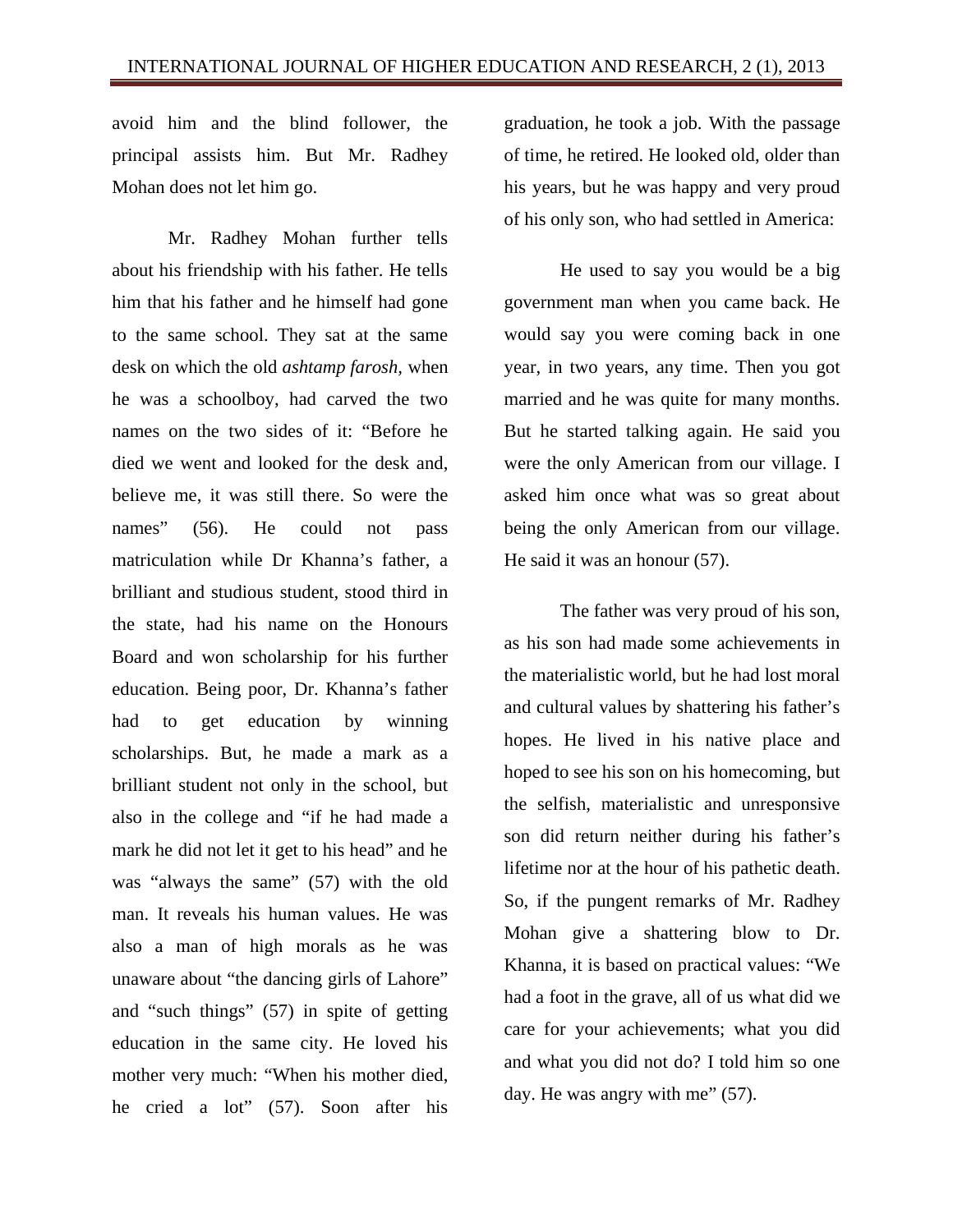avoid him and the blind follower, the principal assists him. But Mr. Radhey Mohan does not let him go.

Mr. Radhey Mohan further tells about his friendship with his father. He tells him that his father and he himself had gone to the same school. They sat at the same desk on which the old *ashtamp farosh,* when he was a schoolboy, had carved the two names on the two sides of it: "Before he died we went and looked for the desk and, believe me, it was still there. So were the names" (56). He could not pass matriculation while Dr Khanna's father, a brilliant and studious student, stood third in the state, had his name on the Honours Board and won scholarship for his further education. Being poor, Dr. Khanna's father had to get education by winning scholarships. But, he made a mark as a brilliant student not only in the school, but also in the college and "if he had made a mark he did not let it get to his head" and he was "always the same" (57) with the old man. It reveals his human values. He was also a man of high morals as he was unaware about "the dancing girls of Lahore" and "such things" (57) in spite of getting education in the same city. He loved his mother very much: "When his mother died, he cried a lot" (57). Soon after his graduation, he took a job. With the passage of time, he retired. He looked old, older than his years, but he was happy and very proud of his only son, who had settled in America:

> He used to say you would be a big government man when you came back. He would say you were coming back in one year, in two years, any time. Then you got married and he was quite for many months. But he started talking again. He said you were the only American from our village. I asked him once what was so great about being the only American from our village. He said it was an honour (57).

The father was very proud of his son, as his son had made some achievements in the materialistic world, but he had lost moral and cultural values by shattering his father's hopes. He lived in his native place and hoped to see his son on his homecoming, but the selfish, materialistic and unresponsive son did return neither during his father's lifetime nor at the hour of his pathetic death. So, if the pungent remarks of Mr. Radhey Mohan give a shattering blow to Dr. Khanna, it is based on practical values: "We had a foot in the grave, all of us what did we care for your achievements; what you did and what you did not do? I told him so one day. He was angry with me" (57).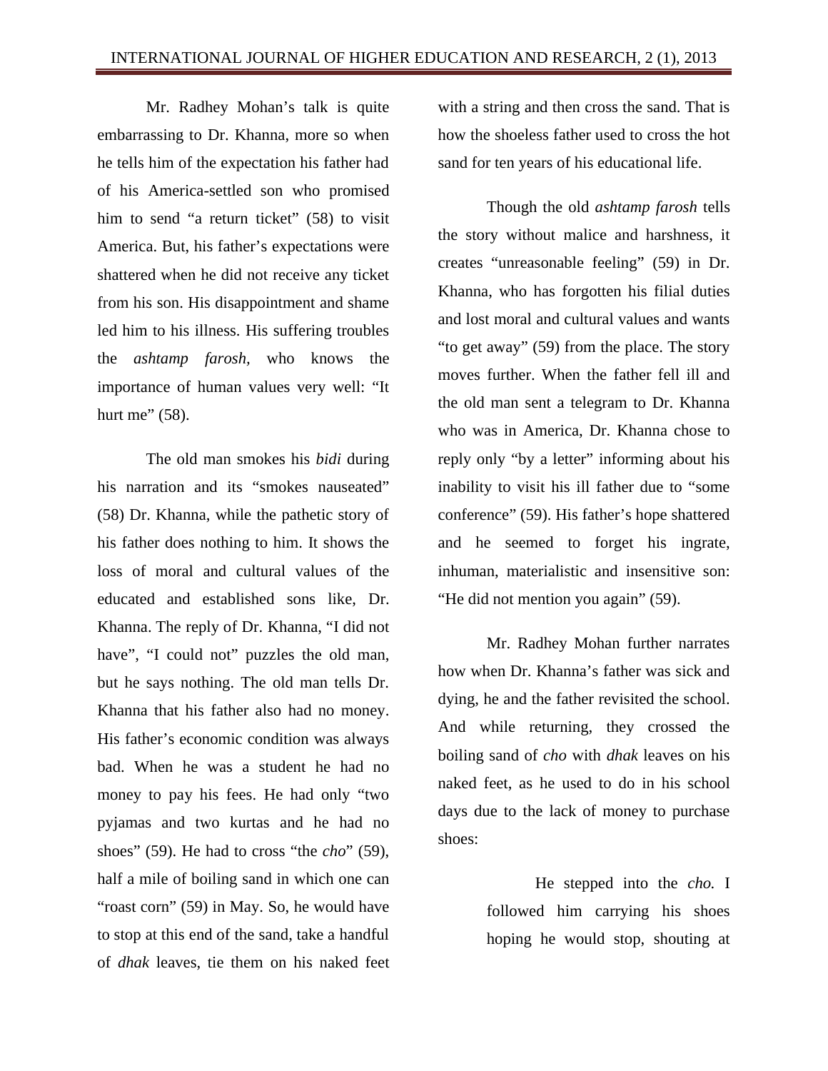Mr. Radhey Mohan's talk is quite embarrassing to Dr. Khanna, more so when he tells him of the expectation his father had of his America-settled son who promised him to send "a return ticket" (58) to visit America. But, his father's expectations were shattered when he did not receive any ticket from his son. His disappointment and shame led him to his illness. His suffering troubles the *ashtamp farosh,* who knows the importance of human values very well: "It hurt me" (58).

The old man smokes his *bidi* during his narration and its "smokes nauseated" (58) Dr. Khanna, while the pathetic story of his father does nothing to him. It shows the loss of moral and cultural values of the educated and established sons like, Dr. Khanna. The reply of Dr. Khanna, "I did not have", "I could not" puzzles the old man, but he says nothing. The old man tells Dr. Khanna that his father also had no money. His father's economic condition was always bad. When he was a student he had no money to pay his fees. He had only "two pyjamas and two kurtas and he had no shoes" (59). He had to cross "the *cho*" (59), half a mile of boiling sand in which one can "roast corn" (59) in May. So, he would have to stop at this end of the sand, take a handful of *dhak* leaves, tie them on his naked feet with a string and then cross the sand. That is how the shoeless father used to cross the hot sand for ten years of his educational life.

Though the old *ashtamp farosh* tells the story without malice and harshness, it creates "unreasonable feeling" (59) in Dr. Khanna, who has forgotten his filial duties and lost moral and cultural values and wants "to get away" (59) from the place. The story moves further. When the father fell ill and the old man sent a telegram to Dr. Khanna who was in America, Dr. Khanna chose to reply only "by a letter" informing about his inability to visit his ill father due to "some conference" (59). His father's hope shattered and he seemed to forget his ingrate, inhuman, materialistic and insensitive son: "He did not mention you again" (59).

Mr. Radhey Mohan further narrates how when Dr. Khanna's father was sick and dying, he and the father revisited the school. And while returning, they crossed the boiling sand of *cho* with *dhak* leaves on his naked feet, as he used to do in his school days due to the lack of money to purchase shoes:

> He stepped into the *cho.* I followed him carrying his shoes hoping he would stop, shouting at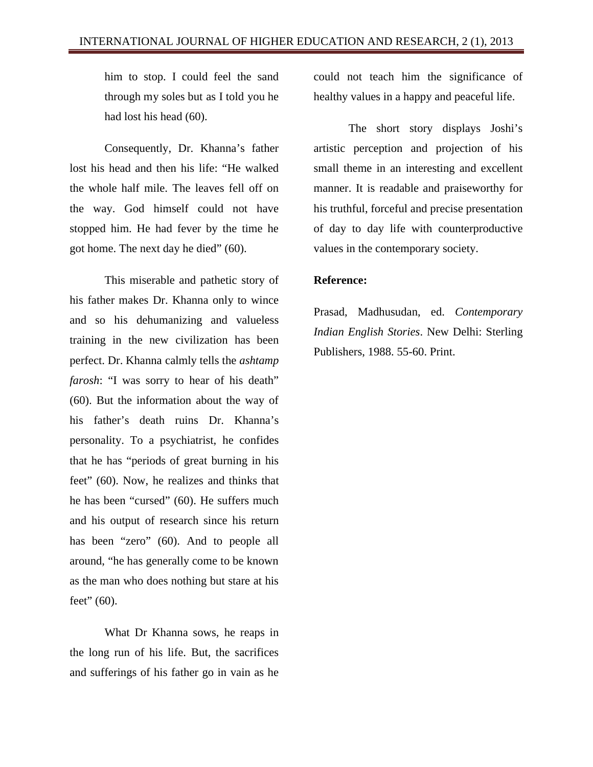him to stop. I could feel the sand through my soles but as I told you he had lost his head (60).

Consequently, Dr. Khanna's father lost his head and then his life: "He walked the whole half mile. The leaves fell off on the way. God himself could not have stopped him. He had fever by the time he got home. The next day he died" (60).

This miserable and pathetic story of his father makes Dr. Khanna only to wince and so his dehumanizing and valueless training in the new civilization has been perfect. Dr. Khanna calmly tells the *ashtamp farosh*: "I was sorry to hear of his death" (60). But the information about the way of his father's death ruins Dr. Khanna's personality. To a psychiatrist, he confides that he has "periods of great burning in his feet" (60). Now, he realizes and thinks that he has been "cursed" (60). He suffers much and his output of research since his return has been "zero" (60). And to people all around, "he has generally come to be known as the man who does nothing but stare at his feet" (60).

What Dr Khanna sows, he reaps in the long run of his life. But, the sacrifices and sufferings of his father go in vain as he could not teach him the significance of healthy values in a happy and peaceful life.

The short story displays Joshi's artistic perception and projection of his small theme in an interesting and excellent manner. It is readable and praiseworthy for his truthful, forceful and precise presentation of day to day life with counterproductive values in the contemporary society.

**Reference:**

Prasad, Madhusudan, ed. *Contemporary Indian English Stories*. New Delhi: Sterling Publishers, 1988. 55-60. Print.